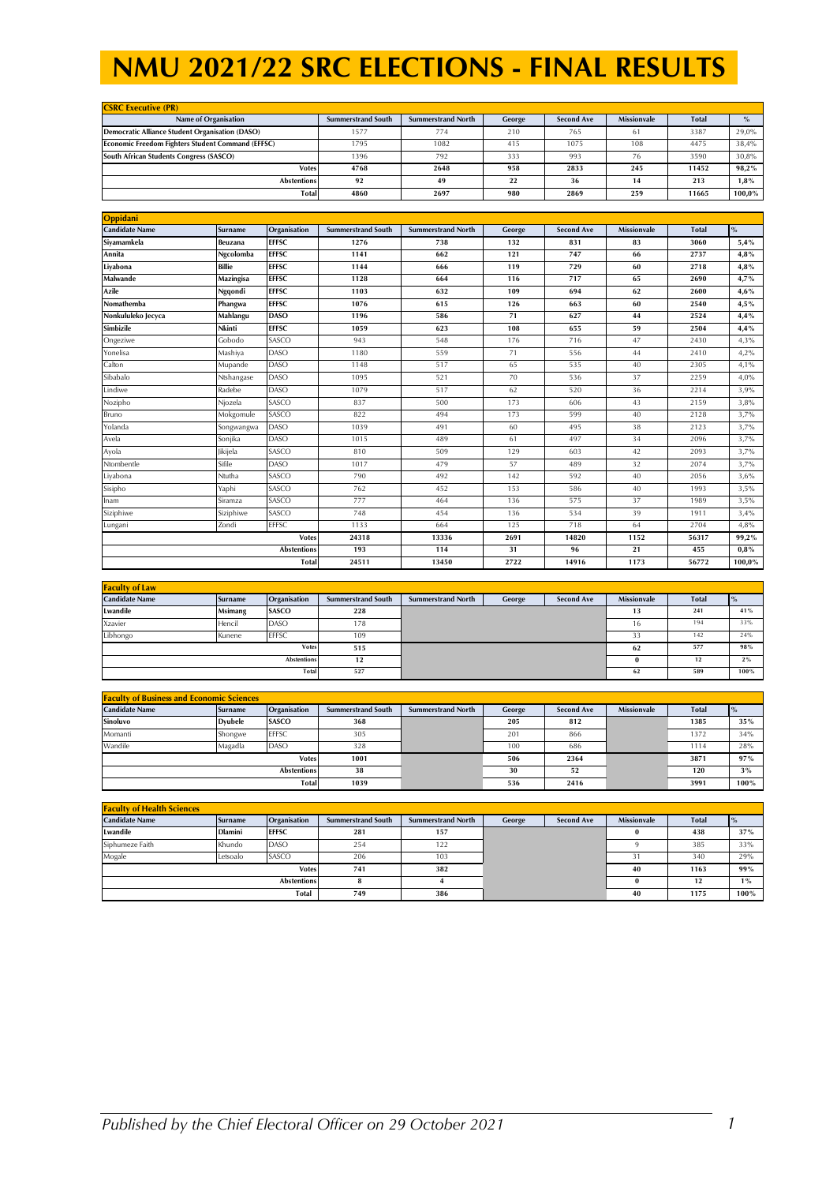# NMU 2021/22 SRC ELECTIONS - FINAL RESULTS

**CSRC Executive (PR)**

| Name of Organisation | Summerstrand South | Summerstrand North | George | Second Ave | Missionvale | Total | % |
|---|---|---|---|---|---|---|---|
| Democratic Alliance Student Organisation (DASO) | 1577 | 774 | 210 | 765 | 61 | 3387 | 29,0% |
| Economic Freedom Fighters Student Command (EFFSC) | 1795 | 1082 | 415 | 1075 | 108 | 4475 | 38,4% |
| South African Students Congress (SASCO) | 1396 | 792 | 333 | 993 | 76 | 3590 | 30,8% |
| Votes | 4768 | 2648 | 958 | 2833 | 245 | 11452 | 98,2% |
| Abstentions | 92 | 49 | 22 | 36 | 14 | 213 | 1,8% |
| Total | 4860 | 2697 | 980 | 2869 | 259 | 11665 | 100,0% |

**Oppidani**

| Candidate Name | Surname | Organisation | Summerstrand South | Summerstrand North | George | Second Ave | Missionvale | Total | % |
|---|---|---|---|---|---|---|---|---|---|
| **Siyamamkela** | **Beuzana** | **EFFSC** | **1276** | **738** | **132** | **831** | **83** | **3060** | **5,4%** |
| **Annita** | **Ngcolomba** | **EFFSC** | **1141** | **662** | **121** | **747** | **66** | **2737** | **4,8%** |
| **Liyabona** | **Billie** | **EFFSC** | **1144** | **666** | **119** | **729** | **60** | **2718** | **4,8%** |
| **Malwande** | **Mazingisa** | **EFFSC** | **1128** | **664** | **116** | **717** | **65** | **2690** | **4,7%** |
| **Azile** | **Ngqondi** | **EFFSC** | **1103** | **632** | **109** | **694** | **62** | **2600** | **4,6%** |
| **Nomathemba** | **Phangwa** | **EFFSC** | **1076** | **615** | **126** | **663** | **60** | **2540** | **4,5%** |
| **Nonkululeko Jecyca** | **Mahlangu** | **DASO** | **1196** | **586** | **71** | **627** | **44** | **2524** | **4,4%** |
| **Simbizile** | **Nkinti** | **EFFSC** | **1059** | **623** | **108** | **655** | **59** | **2504** | **4,4%** |
| Ongeziwe | Gobodo | SASCO | 943 | 548 | 176 | 716 | 47 | 2430 | 4,3% |
| Yonelisa | Mashiya | DASO | 1180 | 559 | 71 | 556 | 44 | 2410 | 4,2% |
| Calton | Mupande | DASO | 1148 | 517 | 65 | 535 | 40 | 2305 | 4,1% |
| Sibabalo | Ntshangase | DASO | 1095 | 521 | 70 | 536 | 37 | 2259 | 4,0% |
| Lindiwe | Radebe | DASO | 1079 | 517 | 62 | 520 | 36 | 2214 | 3,9% |
| Nozipho | Njozela | SASCO | 837 | 500 | 173 | 606 | 43 | 2159 | 3,8% |
| Bruno | Mokgomule | SASCO | 822 | 494 | 173 | 599 | 40 | 2128 | 3,7% |
| Yolanda | Songwangwa | DASO | 1039 | 491 | 60 | 495 | 38 | 2123 | 3,7% |
| Avela | Sonjika | DASO | 1015 | 489 | 61 | 497 | 34 | 2096 | 3,7% |
| Ayola | Jikijela | SASCO | 810 | 509 | 129 | 603 | 42 | 2093 | 3,7% |
| Ntombentle | Sifile | DASO | 1017 | 479 | 57 | 489 | 32 | 2074 | 3,7% |
| Liyabona | Ntutha | SASCO | 790 | 492 | 142 | 592 | 40 | 2056 | 3,6% |
| Sisipho | Yaphi | SASCO | 762 | 452 | 153 | 586 | 40 | 1993 | 3,5% |
| Inam | Siramza | SASCO | 777 | 464 | 136 | 575 | 37 | 1989 | 3,5% |
| Siziphiwe | Siziphiwe | SASCO | 748 | 454 | 136 | 534 | 39 | 1911 | 3,4% |
| Lungani | Zondi | EFFSC | 1133 | 664 | 125 | 718 | 64 | 2704 | 4,8% |
| | | Votes | 24318 | 13336 | 2691 | 14820 | 1152 | 56317 | 99,2% |
| | | Abstentions | 193 | 114 | 31 | 96 | 21 | 455 | 0,8% |
| | | Total | 24511 | 13450 | 2722 | 14916 | 1173 | 56772 | 100,0% |

**Faculty of Law**

| Candidate Name | Surname | Organisation | Summerstrand South | Summerstrand North | George | Second Ave | Missionvale | Total | % |
|---|---|---|---|---|---|---|---|---|---|
| **Lwandile** | **Msimang** | **SASCO** | **228** | | | | **13** | **241** | **41%** |
| Xzavier | Hencil | DASO | 178 | | | | 16 | 194 | 33% |
| Libhongo | Kunene | EFFSC | 109 | | | | 33 | 142 | 24% |
| | | Votes | 515 | | | | 62 | 577 | 98% |
| | | Abstentions | 12 | | | | 0 | 12 | 2% |
| | | Total | 527 | | | | 62 | 589 | 100% |

**Faculty of Business and Economic Sciences**

| Candidate Name | Surname | Organisation | Summerstrand South | Summerstrand North | George | Second Ave | Missionvale | Total | % |
|---|---|---|---|---|---|---|---|---|---|
| **Sinoluvo** | **Dyubele** | **SASCO** | **368** | | **205** | **812** | | **1385** | **35%** |
| Momanti | Shongwe | EFFSC | 305 | | 201 | 866 | | 1372 | 34% |
| Wandile | Magadla | DASO | 328 | | 100 | 686 | | 1114 | 28% |
| | | Votes | 1001 | | 506 | 2364 | | 3871 | 97% |
| | | Abstentions | 38 | | 30 | 52 | | 120 | 3% |
| | | Total | 1039 | | 536 | 2416 | | 3991 | 100% |

**Faculty of Health Sciences**

| Candidate Name | Surname | Organisation | Summerstrand South | Summerstrand North | George | Second Ave | Missionvale | Total | % |
|---|---|---|---|---|---|---|---|---|---|
| **Lwandile** | **Dlamini** | **EFFSC** | **281** | **157** | | | **0** | **438** | **37%** |
| Siphumeze Faith | Khundo | DASO | 254 | 122 | | | 9 | 385 | 33% |
| Mogale | Letsoalo | SASCO | 206 | 103 | | | 31 | 340 | 29% |
| | | Votes | 741 | 382 | | | 40 | 1163 | 99% |
| | | Abstentions | 8 | 4 | | | 0 | 12 | 1% |
| | | Total | 749 | 386 | | | 40 | 1175 | 100% |

*Published by the Chief Electoral Officer on 29 October 2021*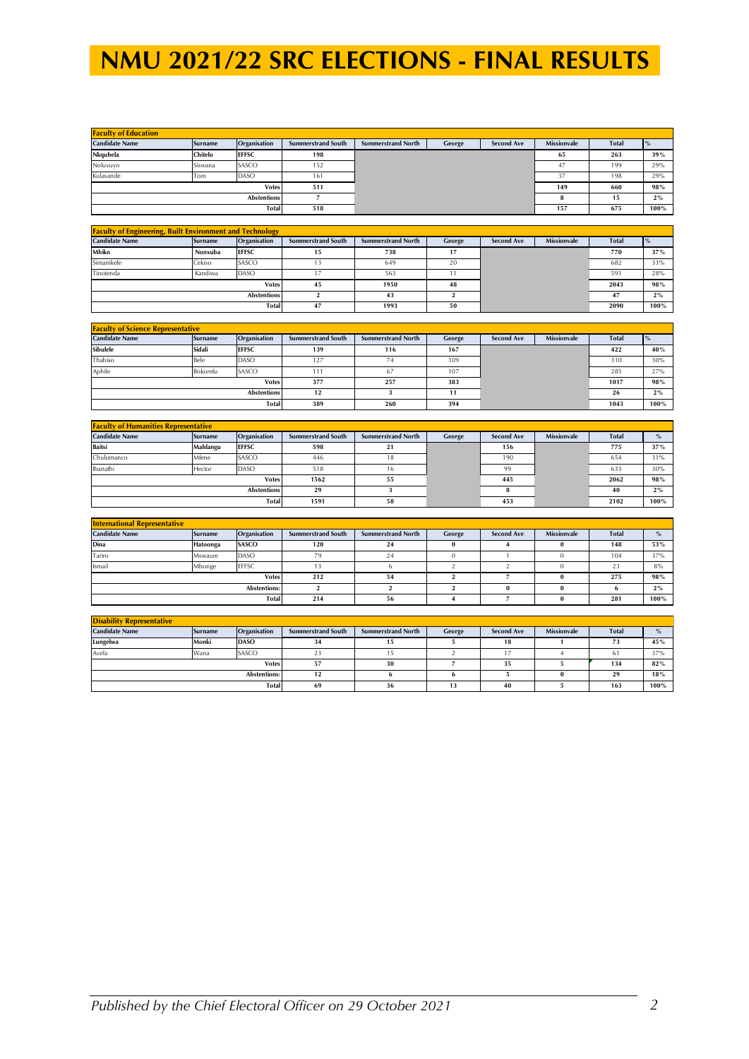# NMU 2021/22 SRC ELECTIONS - FINAL RESULTS

**Faculty of Education**

| Candidate Name | Surname | Organisation | Summerstrand South | Summerstrand North | George | Second Ave | Missionvale | Total | % |
|---|---|---|---|---|---|---|---|---|---|
| **Nkqubela** | **Chitelo** | **EFFSC** | **198** | | | | **65** | **263** | **39%** |
| Noluvuyo | Siswana | SASCO | 152 | | | | 47 | 199 | 29% |
| Kulasande | Tom | DASO | 161 | | | | 37 | 198 | 29% |
| | | **Votes** | **511** | | | | **149** | **660** | **98%** |
| | | **Abstentions** | **7** | | | | **8** | **15** | **2%** |
| | | **Total** | **518** | | | | **157** | **675** | **100%** |

**Faculty of Engineering, Built Environment and Technology**

| Candidate Name | Surname | Organisation | Summerstrand South | Summerstrand North | George | Second Ave | Missionvale | Total | % |
|---|---|---|---|---|---|---|---|---|---|
| **Mbiko** | **Nonxuba** | **EFFSC** | **15** | **738** | **17** | | | **770** | **37%** |
| Simamkele | Cekiso | SASCO | 13 | 649 | 20 | | | 682 | 33% |
| Tinotenda | Kandiwa | DASO | 17 | 563 | 11 | | | 591 | 28% |
| | | **Votes** | **45** | **1950** | **48** | | | **2043** | **98%** |
| | | **Abstentions** | **2** | **43** | **2** | | | **47** | **2%** |
| | | **Total** | **47** | **1993** | **50** | | | **2090** | **100%** |

**Faculty of Science Representative**

| Candidate Name | Surname | Organisation | Summerstrand South | Summerstrand North | George | Second Ave | Missionvale | Total | % |
|---|---|---|---|---|---|---|---|---|---|
| **Sibulele** | **Sidali** | **EFFSC** | **139** | **116** | **167** | | | **422** | **40%** |
| Thabiso | Bele | DASO | 127 | 74 | 109 | | | 310 | 30% |
| Aphile | Bokomfu | SASCO | 111 | 67 | 107 | | | 285 | 27% |
| | | **Votes** | **377** | **257** | **383** | | | **1017** | **98%** |
| | | **Abstentions** | **12** | **3** | **11** | | | **26** | **2%** |
| | | **Total** | **389** | **260** | **394** | | | **1043** | **100%** |

**Faculty of Humanities Representative**

| Candidate Name | Surname | Organisation | Summerstrand South | Summerstrand North | George | Second Ave | Missionvale | Total | % |
|---|---|---|---|---|---|---|---|---|---|
| **Baitsi** | **Mahlangu** | **EFFSC** | **598** | **21** | | **156** | | **775** | **37%** |
| Chulumanco | Mfene | SASCO | 446 | 18 | | 190 | | 654 | 31% |
| Ibanathi | Hector | DASO | 518 | 16 | | 99 | | 633 | 30% |
| | | **Votes** | **1562** | **55** | | **445** | | **2062** | **98%** |
| | | **Abstentions** | **29** | **3** | | **8** | | **40** | **2%** |
| | | **Total** | **1591** | **58** | | **453** | | **2102** | **100%** |

**International Representative**

| Candidate Name | Surname | Organisation | Summerstrand South | Summerstrand North | George | Second Ave | Missionvale | Total | % |
|---|---|---|---|---|---|---|---|---|---|
| **Dina** | **Hatoonga** | **SASCO** | **120** | **24** | **0** | **4** | **0** | **148** | **53%** |
| Tariro | Mswaure | DASO | 79 | 24 | 0 | 1 | 0 | 104 | 37% |
| Ismail | Mbonge | EFFSC | 13 | 6 | 2 | 2 | 0 | 23 | 8% |
| | | **Votes** | **212** | **54** | **2** | **7** | **0** | **275** | **98%** |
| | | **Abstentions:** | **2** | **2** | **2** | **0** | **0** | **6** | **2%** |
| | | **Total** | **214** | **56** | **4** | **7** | **0** | **281** | **100%** |

**Disability Representative**

| Candidate Name | Surname | Organisation | Summerstrand South | Summerstrand North | George | Second Ave | Missionvale | Total | % |
|---|---|---|---|---|---|---|---|---|---|
| **Lungelwa** | **Monki** | **DASO** | **34** | **15** | **5** | **18** | **1** | **73** | **45%** |
| Avela | Wana | SASCO | 23 | 15 | 2 | 17 | 4 | 61 | 37% |
| | | **Votes** | **57** | **30** | **7** | **35** | **5** | **134** | **82%** |
| | | **Abstentions:** | **12** | **6** | **6** | **5** | **0** | **29** | **18%** |
| | | **Total** | **69** | **36** | **13** | **40** | **5** | **163** | **100%** |

*Published by the Chief Electoral Officer on 29 October 2021*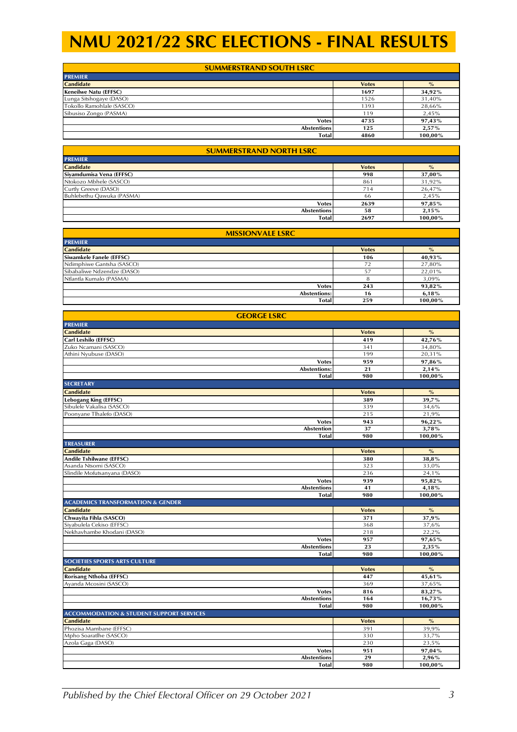# NMU 2021/22 SRC ELECTIONS - FINAL RESULTS

## SUMMERSTRAND SOUTH LSRC

### PREMIER

| Candidate | Votes | % |
|---|---|---|
| **Keneilwe Natu (EFFSC)** | **1697** | **34,92%** |
| Lunga Sitshogaye (DASO) | 1526 | 31,40% |
| Tokollo Ramohlale (SASCO) | 1393 | 28,66% |
| Sibusiso Zongo (PASMA) | 119 | 2,45% |
| **Votes** | **4735** | **97,43%** |
| **Abstentions** | **125** | **2,57%** |
| **Total** | **4860** | **100,00%** |

## SUMMERSTRAND NORTH LSRC

### PREMIER

| Candidate | Votes | % |
|---|---|---|
| **Siyamdumisa Vena (EFFSC)** | **998** | **37,00%** |
| Ntokozo Mbhele (SASCO) | 861 | 31,92% |
| Curtly Greeve (DASO) | 714 | 26,47% |
| Buhlebethu Qawuka (PASMA) | 66 | 2,45% |
| **Votes** | **2639** | **97,85%** |
| **Abstentions** | **58** | **2,15%** |
| **Total** | **2697** | **100,00%** |

## MISSIONVALE LSRC

### PREMIER

| Candidate | Votes | % |
|---|---|---|
| **Siwamkele Fanele (EFFSC)** | **106** | **40,93%** |
| Ndimphiwe Gantsha (SASCO) | 72 | 27,80% |
| Sibabaliwe Ndzendze (DASO) | 57 | 22,01% |
| Ntlantla Kumalo (PASMA) | 8 | 3,09% |
| **Votes** | **243** | **93,82%** |
| **Abstentions:** | **16** | **6,18%** |
| **Total** | **259** | **100,00%** |

## GEORGE LSRC

### PREMIER

| Candidate | Votes | % |
|---|---|---|
| **Carl Leshilo (EFFSC)** | **419** | **42,76%** |
| Zuko Ncamani (SASCO) | 341 | 34,80% |
| Athini Nyubuse (DASO) | 199 | 20,31% |
| **Votes** | **959** | **97,86%** |
| **Abstentions:** | **21** | **2,14%** |
| **Total** | **980** | **100,00%** |

### SECRETARY

| Candidate | Votes | % |
|---|---|---|
| **Lebogang King (EFFSC)** | **389** | **39,7%** |
| Sibulele Vakalisa (SASCO) | 339 | 34,6% |
| Poonyane Tlhalefo (DASO) | 215 | 21,9% |
| **Votes** | **943** | **96,22%** |
| **Abstention** | **37** | **3,78%** |
| **Total** | **980** | **100,00%** |

### TREASURER

| Candidate | Votes | % |
|---|---|---|
| **Andile Tshilwane (EFFSC)** | **380** | **38,8%** |
| Asanda Ntsomi (SASCO) | 323 | 33,0% |
| Slindile Mofutsanyana (DASO) | 236 | 24,1% |
| **Votes** | **939** | **95,82%** |
| **Abstentions** | **41** | **4,18%** |
| **Total** | **980** | **100,00%** |

### ACADEMICS TRANSFORMATION & GENDER

| Candidate | Votes | % |
|---|---|---|
| **Chwayita Fihla (SASCO)** | **371** | **37,9%** |
| Siyabulela Cekiso (EFFSC) | 368 | 37,6% |
| Nekhavhambe Khodani (DASO) | 218 | 22,2% |
| **Votes** | **957** | **97,65%** |
| **Abstentions** | **23** | **2,35%** |
| **Total** | **980** | **100,00%** |

### SOCIETIES SPORTS ARTS CULTURE

| Candidate | Votes | % |
|---|---|---|
| **Rorisang Nthoba (EFFSC)** | **447** | **45,61%** |
| Ayanda Mcosini (SASCO) | 369 | 37,65% |
| **Votes** | **816** | **83,27%** |
| **Abstentions** | **164** | **16,73%** |
| **Total** | **980** | **100,00%** |

### ACCOMMODATION & STUDENT SUPPORT SERVICES

| Candidate | Votes | % |
|---|---|---|
| Phozisa Mambane (EFFSC) | 391 | 39,9% |
| Mpho Soaratlhe (SASCO) | 330 | 33,7% |
| Azola Gaga (DASO) | 230 | 23,5% |
| **Votes** | **951** | **97,04%** |
| **Abstentions** | **29** | **2,96%** |
| **Total** | **980** | **100,00%** |

*Published by the Chief Electoral Officer on 29 October 2021*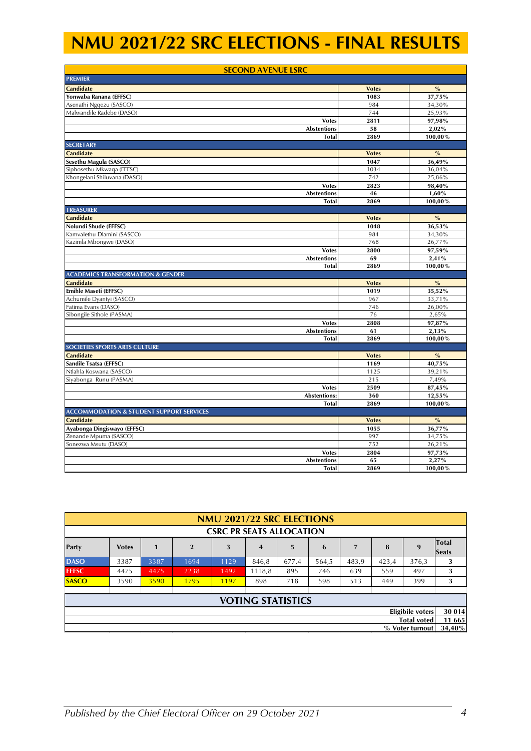# NMU 2021/22 SRC ELECTIONS - FINAL RESULTS

## SECOND AVENUE LSRC

### PREMIER

| Candidate | Votes | % |
|---|---|---|
| **Yonwaba Ranana (EFFSC)** | **1083** | **37,75%** |
| Asenathi Ngqezu (SASCO) | 984 | 34,30% |
| Malwandile Radebe (DASO) | 744 | 25,93% |
| **Votes** | **2811** | **97,98%** |
| **Abstentions** | **58** | **2,02%** |
| **Total** | **2869** | **100,00%** |

### SECRETARY

| Candidate | Votes | % |
|---|---|---|
| **Sesethu Magula (SASCO)** | **1047** | **36,49%** |
| Siphosethu Mkwaqa (EFFSC) | 1034 | 36,04% |
| Khongelani Shiluvana (DASO) | 742 | 25,86% |
| **Votes** | **2823** | **98,40%** |
| **Abstentions** | **46** | **1,60%** |
| **Total** | **2869** | **100,00%** |

### TREASURER

| Candidate | Votes | % |
|---|---|---|
| **Nolundi Shude (EFFSC)** | **1048** | **36,53%** |
| Kamvalethu Dlamini (SASCO) | 984 | 34,30% |
| Kazimla Mbongwe (DASO) | 768 | 26,77% |
| **Votes** | **2800** | **97,59%** |
| **Abstentions** | **69** | **2,41%** |
| **Total** | **2869** | **100,00%** |

### ACADEMICS TRANSFORMATION & GENDER

| Candidate | Votes | % |
|---|---|---|
| **Emihle Maseti (EFFSC)** | **1019** | **35,52%** |
| Achumile Dyantyi (SASCO) | 967 | 33,71% |
| Fatima Evans (DASO) | 746 | 26,00% |
| Sibongile Sithole (PASMA) | 76 | 2,65% |
| **Votes** | **2808** | **97,87%** |
| **Abstentions** | **61** | **2,13%** |
| **Total** | **2869** | **100,00%** |

### SOCIETIES SPORTS ARTS CULTURE

| Candidate | Votes | % |
|---|---|---|
| **Sandile Tsatsa (EFFSC)** | **1169** | **40,75%** |
| Ntlahla Koswana (SASCO) | 1125 | 39,21% |
| Siyabonga Runu (PASMA) | 215 | 7,49% |
| **Votes** | **2509** | **87,45%** |
| **Abstentions:** | **360** | **12,55%** |
| **Total** | **2869** | **100,00%** |

### ACCOMMODATION & STUDENT SUPPORT SERVICES

| Candidate | Votes | % |
|---|---|---|
| **Ayabonga Dingiswayo (EFFSC)** | **1055** | **36,77%** |
| Zenande Mpuma (SASCO) | 997 | 34,75% |
| Sonezwa Msutu (DASO) | 752 | 26,21% |
| **Votes** | **2804** | **97,73%** |
| **Abstentions** | **65** | **2,27%** |
| **Total** | **2869** | **100,00%** |

## NMU 2021/22 SRC ELECTIONS

### CSRC PR SEATS ALLOCATION

| Party | Votes | 1 | 2 | 3 | 4 | 5 | 6 | 7 | 8 | 9 | Total Seats |
|---|---|---|---|---|---|---|---|---|---|---|---|
| DASO | 3387 | 3387 | 1694 | 1129 | 846,8 | 677,4 | 564,5 | 483,9 | 423,4 | 376,3 | 3 |
| EFFSC | 4475 | 4475 | 2238 | 1492 | 1118,8 | 895 | 746 | 639 | 559 | 497 | 3 |
| SASCO | 3590 | 3590 | 1795 | 1197 | 898 | 718 | 598 | 513 | 449 | 399 | 3 |

### VOTING STATISTICS

| | |
|---|---|
| **Eligibile voters** | **30 014** |
| **Total voted** | **11 665** |
| **% Voter turnout** | **34,40%** |

*Published by the Chief Electoral Officer on 29 October 2021*